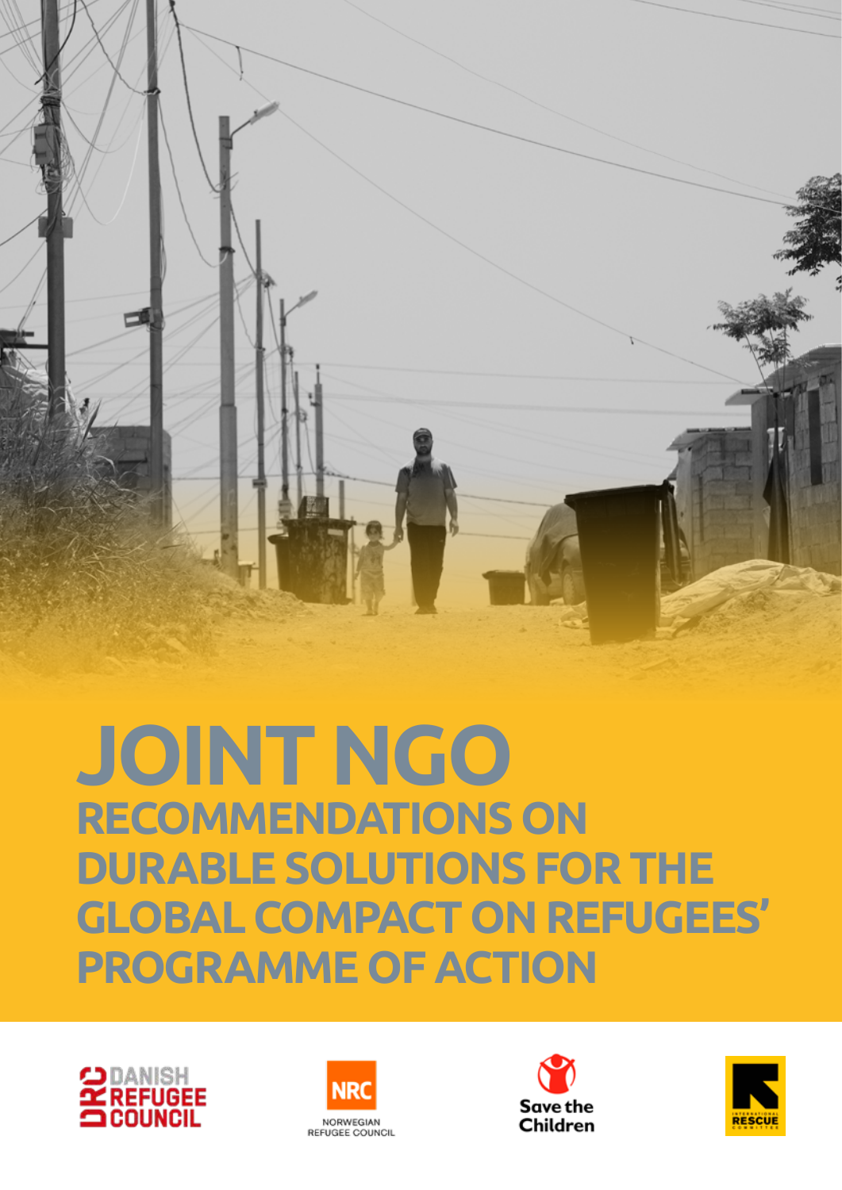# JOINT NGO

## RECOMMENDATIONS ON DURABLE SOLUTIONS FOR THE GLOBAL COMPACT ON REFUGEES' PROGRAMME OF ACTION

DANISH REFUGEE COUNCIL

NRC NORWEGIAN REFUGEE COUNCIL

Save the Children

INTERNATIONAL RESCUE COMMITTEE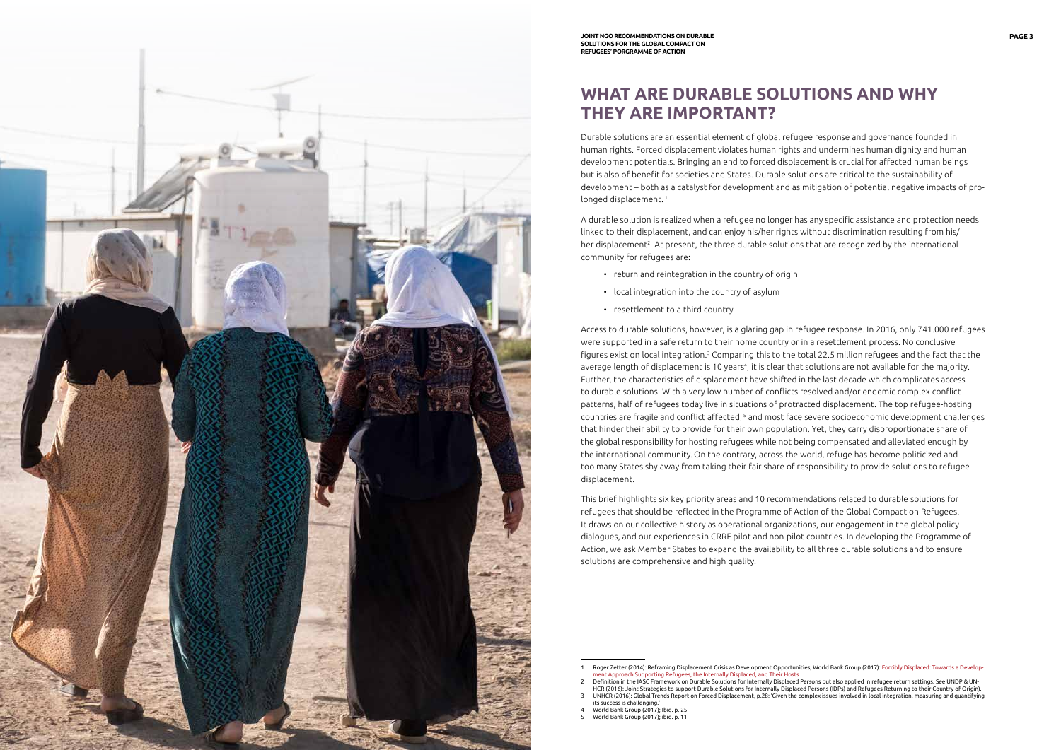# WHAT ARE DURABLE SOLUTIONS AND WHY THEY ARE IMPORTANT?

Durable solutions are an essential element of global refugee response and governance founded in human rights. Forced displacement violates human rights and undermines human dignity and human development potentials. Bringing an end to forced displacement is crucial for affected human beings but is also of benefit for societies and States. Durable solutions are critical to the sustainability of development – both as a catalyst for development and as mitigation of potential negative impacts of prolonged displacement.[1]

A durable solution is realized when a refugee no longer has any specific assistance and protection needs linked to their displacement, and can enjoy his/her rights without discrimination resulting from his/her displacement[2]. At present, the three durable solutions that are recognized by the international community for refugees are:

- return and reintegration in the country of origin
- local integration into the country of asylum
- resettlement to a third country

Access to durable solutions, however, is a glaring gap in refugee response. In 2016, only 741.000 refugees were supported in a safe return to their home country or in a resettlement process. No conclusive figures exist on local integration.[3] Comparing this to the total 22.5 million refugees and the fact that the average length of displacement is 10 years[4], it is clear that solutions are not available for the majority. Further, the characteristics of displacement have shifted in the last decade which complicates access to durable solutions. With a very low number of conflicts resolved and/or endemic complex conflict patterns, half of refugees today live in situations of protracted displacement. The top refugee-hosting countries are fragile and conflict affected,[5] and most face severe socioeconomic development challenges that hinder their ability to provide for their own population. Yet, they carry disproportionate share of the global responsibility for hosting refugees while not being compensated and alleviated enough by the international community. On the contrary, across the world, refuge has become politicized and too many States shy away from taking their fair share of responsibility to provide solutions to refugee displacement.

This brief highlights six key priority areas and 10 recommendations related to durable solutions for refugees that should be reflected in the Programme of Action of the Global Compact on Refugees. It draws on our collective history as operational organizations, our engagement in the global policy dialogues, and our experiences in CRRF pilot and non-pilot countries. In developing the Programme of Action, we ask Member States to expand the availability to all three durable solutions and to ensure solutions are comprehensive and high quality.

---

1 Roger Zetter (2014): Reframing Displacement Crisis as Development Opportunities; World Bank Group (2017): Forcibly Displaced: Towards a Development Approach Supporting Refugees, the Internally Displaced, and Their Hosts

2 Definition in the IASC Framework on Durable Solutions for Internally Displaced Persons but also applied in refugee return settings. See UNDP & UNHCR (2016): Joint Strategies to support Durable Solutions for Internally Displaced Persons (IDPs) and Refugees Returning to their Country of Origin).

3 UNHCR (2016): Global Trends Report on Forced Displacement, p.28: 'Given the complex issues involved in local integration, measuring and quantifying its success is challenging.'

4 World Bank Group (2017); ibid. p. 25

5 World Bank Group (2017); ibid. p. 11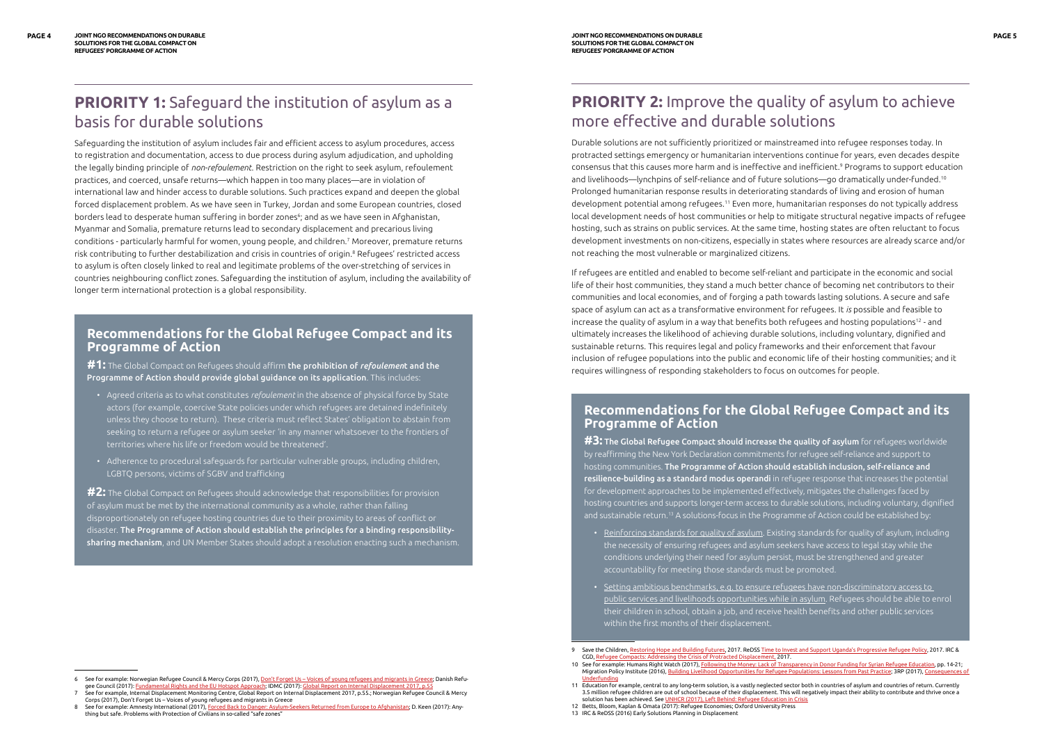# PRIORITY 1: Safeguard the institution of asylum as a basis for durable solutions

Safeguarding the institution of asylum includes fair and efficient access to asylum procedures, access to registration and documentation, access to due process during asylum adjudication, and upholding the legally binding principle of *non-refoulement*. Restriction on the right to seek asylum, refoulement practices, and coerced, unsafe returns—which happen in too many places—are in violation of international law and hinder access to durable solutions. Such practices expand and deepen the global forced displacement problem. As we have seen in Turkey, Jordan and some European countries, closed borders lead to desperate human suffering in border zones[6]; and as we have seen in Afghanistan, Myanmar and Somalia, premature returns lead to secondary displacement and precarious living conditions - particularly harmful for women, young people, and children.[7] Moreover, premature returns risk contributing to further destabilization and crisis in countries of origin.[8] Refugees' restricted access to asylum is often closely linked to real and legitimate problems of the over-stretching of services in countries neighbouring conflict zones. Safeguarding the institution of asylum, including the availability of longer term international protection is a global responsibility.

## Recommendations for the Global Refugee Compact and its Programme of Action

**#1:** The Global Compact on Refugees should affirm **the prohibition of *refoulement* and the Programme of Action should provide global guidance on its application**. This includes:

- Agreed criteria as to what constitutes *refoulement* in the absence of physical force by State actors (for example, coercive State policies under which refugees are detained indefinitely unless they choose to return). These criteria must reflect States' obligation to abstain from seeking to return a refugee or asylum seeker 'in any manner whatsoever to the frontiers of territories where his life or freedom would be threatened'.
- Adherence to procedural safeguards for particular vulnerable groups, including children, LGBTQ persons, victims of SGBV and trafficking

**#2:** The Global Compact on Refugees should acknowledge that responsibilities for provision of asylum must be met by the international community as a whole, rather than falling disproportionately on refugee hosting countries due to their proximity to areas of conflict or disaster. **The Programme of Action should establish the principles for a binding responsibility-sharing mechanism**, and UN Member States should adopt a resolution enacting such a mechanism.

6 See for example: Norwegian Refugee Council & Mercy Corps (2017), Don't Forget Us – Voices of young refugees and migrants in Greece; Danish Refugee Council (2017): Fundamental Rights and the EU Hotspot Approach; IDMC (2017): Global Report on Internal Displacement 2017, p.55

7 See for example, Internal Displacement Monitoring Centre, Global Report on Internal Displacement 2017, p.55.; Norwegian Refugee Council & Mercy Corps (2017), Don't Forget Us – Voices of young refugees and migrants in Greece

8 See for example: Amnesty International (2017), Forced Back to Danger: Asylum-Seekers Returned from Europe to Afghanistan; D. Keen (2017): Anything but safe. Problems with Protection of Civilians in so-called "safe zones"

# PRIORITY 2: Improve the quality of asylum to achieve more effective and durable solutions

Durable solutions are not sufficiently prioritized or mainstreamed into refugee responses today. In protracted settings emergency or humanitarian interventions continue for years, even decades despite consensus that this causes more harm and is ineffective and inefficient.[9] Programs to support education and livelihoods—lynchpins of self-reliance and of future solutions—go dramatically under-funded.[10] Prolonged humanitarian response results in deteriorating standards of living and erosion of human development potential among refugees.[11] Even more, humanitarian responses do not typically address local development needs of host communities or help to mitigate structural negative impacts of refugee hosting, such as strains on public services. At the same time, hosting states are often reluctant to focus development investments on non-citizens, especially in states where resources are already scarce and/or not reaching the most vulnerable or marginalized citizens.

If refugees are entitled and enabled to become self-reliant and participate in the economic and social life of their host communities, they stand a much better chance of becoming net contributors to their communities and local economies, and of forging a path towards lasting solutions. A secure and safe space of asylum can act as a transformative environment for refugees. It *is* possible and feasible to increase the quality of asylum in a way that benefits both refugees and hosting populations[12] - and ultimately increases the likelihood of achieving durable solutions, including voluntary, dignified and sustainable returns. This requires legal and policy frameworks and their enforcement that favour inclusion of refugee populations into the public and economic life of their hosting communities; and it requires willingness of responding stakeholders to focus on outcomes for people.

## Recommendations for the Global Refugee Compact and its Programme of Action

**#3: The Global Refugee Compact should increase the quality of asylum** for refugees worldwide by reaffirming the New York Declaration commitments for refugee self-reliance and support to hosting communities. **The Programme of Action should establish inclusion, self-reliance and resilience-building as a standard modus operandi** in refugee response that increases the potential for development approaches to be implemented effectively, mitigates the challenges faced by hosting countries and supports longer-term access to durable solutions, including voluntary, dignified and sustainable return.[13] A solutions-focus in the Programme of Action could be established by:

- Reinforcing standards for quality of asylum. Existing standards for quality of asylum, including the necessity of ensuring refugees and asylum seekers have access to legal stay while the conditions underlying their need for asylum persist, must be strengthened and greater accountability for meeting those standards must be promoted.
- Setting ambitious benchmarks, e.g. to ensure refugees have non-discriminatory access to public services and livelihoods opportunities while in asylum. Refugees should be able to enrol their children in school, obtain a job, and receive health benefits and other public services within the first months of their displacement.

9 Save the Children, Restoring Hope and Building Futures, 2017. ReDSS Time to Invest and Support Uganda's Progressive Refugee Policy, 2017. IRC & CGD, Refugee Compacts: Addressing the Crisis of Protracted Displacement, 2017.

10 See for example: Humans Right Watch (2017), Following the Money: Lack of Transparency in Donor Funding for Syrian Refugee Education, pp. 14-21; Migration Policy Institute (2016), Building Livelihood Opportunities for Refugee Populations: Lessons from Past Practice; 3RP (2017), Consequences of Underfunding

11 Education for example, central to any long-term solution, is a vastly neglected sector both in countries of asylum and countries of return. Currently 3.5 million refugee children are out of school because of their displacement. This will negatively impact their ability to contribute and thrive once a solution has been achieved. See UNHCR (2017), Left Behind: Refugee Education in Crisis

12 Betts, Bloom, Kaplan & Omata (2017): Refugee Economies; Oxford University Press

13 IRC & ReDSS (2016) Early Solutions Planning in Displacement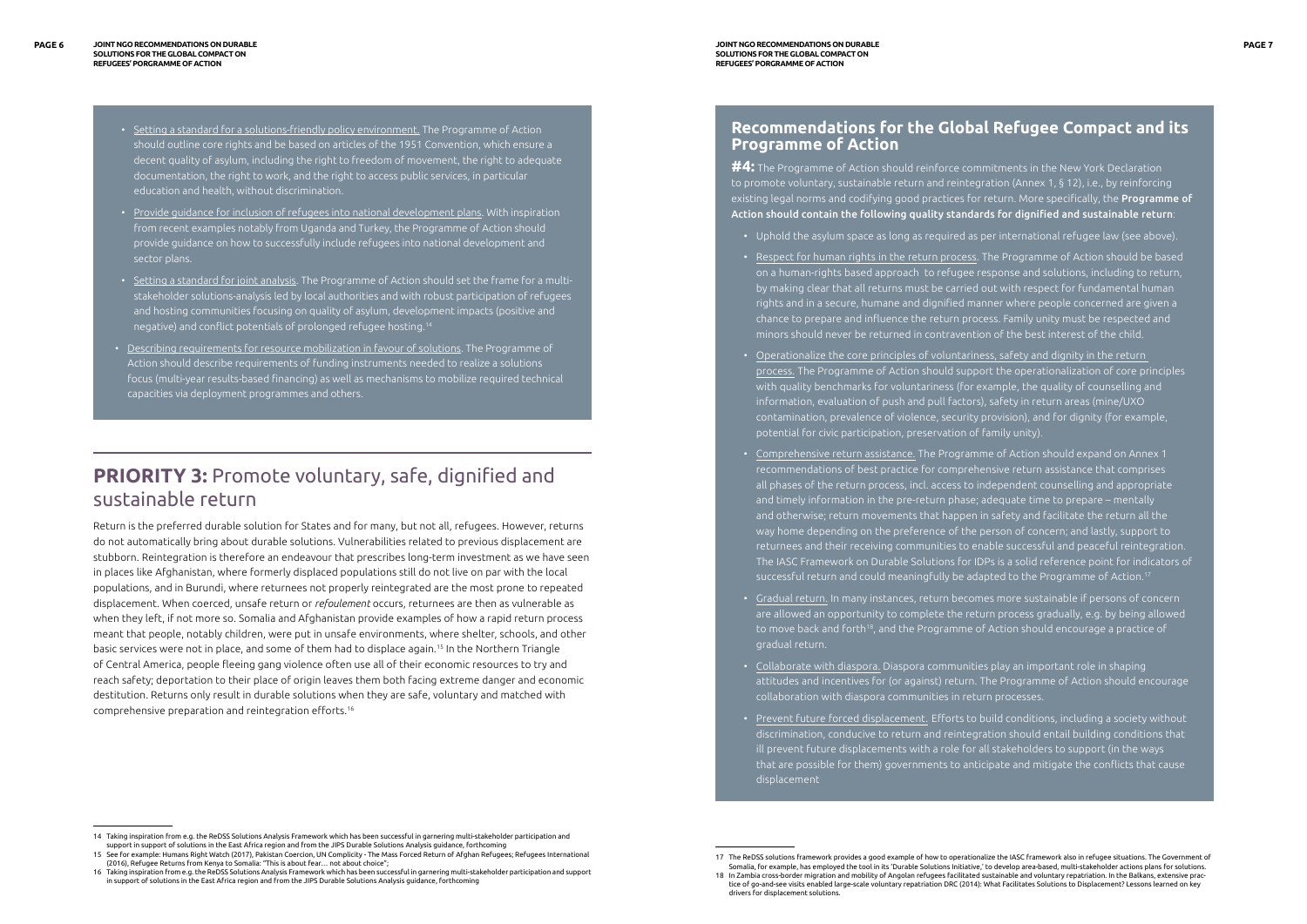- Setting a standard for a solutions-friendly policy environment. The Programme of Action should outline core rights and be based on articles of the 1951 Convention, which ensure a decent quality of asylum, including the right to freedom of movement, the right to adequate documentation, the right to work, and the right to access public services, in particular education and health, without discrimination.
- Provide guidance for inclusion of refugees into national development plans. With inspiration from recent examples notably from Uganda and Turkey, the Programme of Action should provide guidance on how to successfully include refugees into national development and sector plans.
- Setting a standard for joint analysis. The Programme of Action should set the frame for a multi-stakeholder solutions-analysis led by local authorities and with robust participation of refugees and hosting communities focusing on quality of asylum, development impacts (positive and negative) and conflict potentials of prolonged refugee hosting.[14]
- Describing requirements for resource mobilization in favour of solutions. The Programme of Action should describe requirements of funding instruments needed to realize a solutions focus (multi-year results-based financing) as well as mechanisms to mobilize required technical capacities via deployment programmes and others.

## **PRIORITY 3:** Promote voluntary, safe, dignified and sustainable return

Return is the preferred durable solution for States and for many, but not all, refugees. However, returns do not automatically bring about durable solutions. Vulnerabilities related to previous displacement are stubborn. Reintegration is therefore an endeavour that prescribes long-term investment as we have seen in places like Afghanistan, where formerly displaced populations still do not live on par with the local populations, and in Burundi, where returnees not properly reintegrated are the most prone to repeated displacement. When coerced, unsafe return or *refoulement* occurs, returnees are then as vulnerable as when they left, if not more so. Somalia and Afghanistan provide examples of how a rapid return process meant that people, notably children, were put in unsafe environments, where shelter, schools, and other basic services were not in place, and some of them had to displace again.[15] In the Northern Triangle of Central America, people fleeing gang violence often use all of their economic resources to try and reach safety; deportation to their place of origin leaves them both facing extreme danger and economic destitution. Returns only result in durable solutions when they are safe, voluntary and matched with comprehensive preparation and reintegration efforts.[16]

### Recommendations for the Global Refugee Compact and its Programme of Action

**#4:** The Programme of Action should reinforce commitments in the New York Declaration to promote voluntary, sustainable return and reintegration (Annex 1, § 12), i.e., by reinforcing existing legal norms and codifying good practices for return. More specifically, the **Programme of Action should contain the following quality standards for dignified and sustainable return**:

- Uphold the asylum space as long as required as per international refugee law (see above).
- Respect for human rights in the return process. The Programme of Action should be based on a human-rights based approach to refugee response and solutions, including to return, by making clear that all returns must be carried out with respect for fundamental human rights and in a secure, humane and dignified manner where people concerned are given a chance to prepare and influence the return process. Family unity must be respected and minors should never be returned in contravention of the best interest of the child.
- Operationalize the core principles of voluntariness, safety and dignity in the return process. The Programme of Action should support the operationalization of core principles with quality benchmarks for voluntariness (for example, the quality of counselling and information, evaluation of push and pull factors), safety in return areas (mine/UXO contamination, prevalence of violence, security provision), and for dignity (for example, potential for civic participation, preservation of family unity).
- Comprehensive return assistance. The Programme of Action should expand on Annex 1 recommendations of best practice for comprehensive return assistance that comprises all phases of the return process, incl. access to independent counselling and appropriate and timely information in the pre-return phase; adequate time to prepare – mentally and otherwise; return movements that happen in safety and facilitate the return all the way home depending on the preference of the person of concern; and lastly, support to returnees and their receiving communities to enable successful and peaceful reintegration. The IASC Framework on Durable Solutions for IDPs is a solid reference point for indicators of successful return and could meaningfully be adapted to the Programme of Action.[17]
- Gradual return. In many instances, return becomes more sustainable if persons of concern are allowed an opportunity to complete the return process gradually, e.g. by being allowed to move back and forth[18], and the Programme of Action should encourage a practice of gradual return.
- Collaborate with diaspora. Diaspora communities play an important role in shaping attitudes and incentives for (or against) return. The Programme of Action should encourage collaboration with diaspora communities in return processes.
- Prevent future forced displacement. Efforts to build conditions, including a society without discrimination, conducive to return and reintegration should entail building conditions that ill prevent future displacements with a role for all stakeholders to support (in the ways that are possible for them) governments to anticipate and mitigate the conflicts that cause displacement

---

14 Taking inspiration from e.g. the ReDSS Solutions Analysis Framework which has been successful in garnering multi-stakeholder participation and support in support of solutions in the East Africa region and from the JIPS Durable Solutions Analysis guidance, forthcoming

15 See for example: Humans Right Watch (2017), Pakistan Coercion, UN Complicity - The Mass Forced Return of Afghan Refugees; Refugees International (2016), Refugee Returns from Kenya to Somalia: "This is about fear… not about choice";

16 Taking inspiration from e.g. the ReDSS Solutions Analysis Framework which has been successful in garnering multi-stakeholder participation and support in support of solutions in the East Africa region and from the JIPS Durable Solutions Analysis guidance, forthcoming

17 The ReDSS solutions framework provides a good example of how to operationalize the IASC framework also in refugee situations. The Government of Somalia, for example, has employed the tool in its 'Durable Solutions Initiative,' to develop area-based, multi-stakeholder actions plans for solutions.

18 In Zambia cross-border migration and mobility of Angolan refugees facilitated sustainable and voluntary repatriation. In the Balkans, extensive practice of go-and-see visits enabled large-scale voluntary repatriation DRC (2014): What Facilitates Solutions to Displacement? Lessons learned on key drivers for displacement solutions.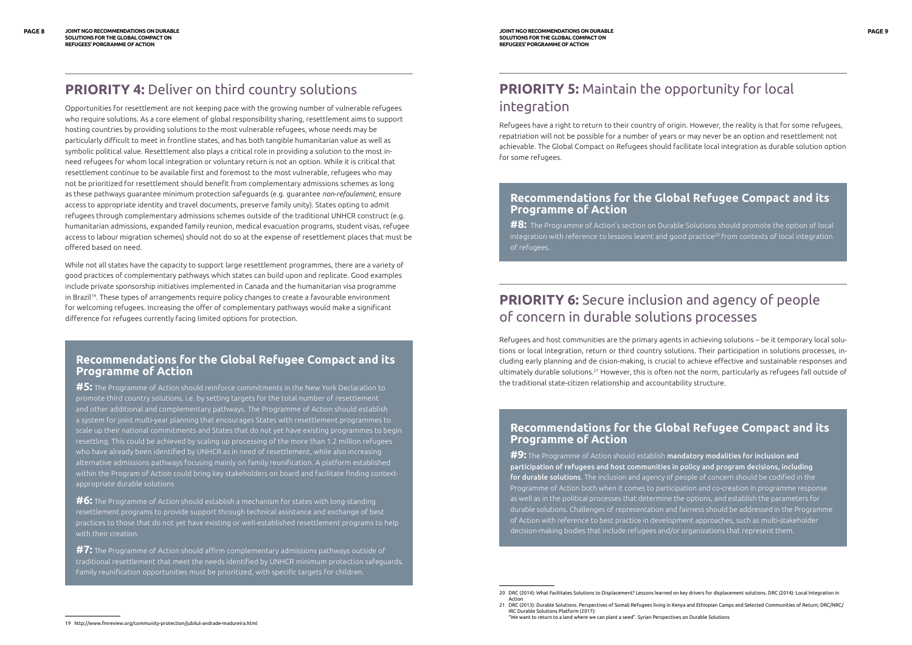## **PRIORITY 4:** Deliver on third country solutions

Opportunities for resettlement are not keeping pace with the growing number of vulnerable refugees who require solutions. As a core element of global responsibility sharing, resettlement aims to support hosting countries by providing solutions to the most vulnerable refugees, whose needs may be particularly difficult to meet in frontline states, and has both tangible humanitarian value as well as symbolic political value. Resettlement also plays a critical role in providing a solution to the most in-need refugees for whom local integration or voluntary return is not an option. While it is critical that resettlement continue to be available first and foremost to the most vulnerable, refugees who may not be prioritized for resettlement should benefit from complementary admissions schemes as long as these pathways guarantee minimum protection safeguards (e.g. guarantee *non-refoulement*, ensure access to appropriate identity and travel documents, preserve family unity). States opting to admit refugees through complementary admissions schemes outside of the traditional UNHCR construct (e.g. humanitarian admissions, expanded family reunion, medical evacuation programs, student visas, refugee access to labour migration schemes) should not do so at the expense of resettlement places that must be offered based on need.

While not all states have the capacity to support large resettlement programmes, there are a variety of good practices of complementary pathways which states can build upon and replicate. Good examples include private sponsorship initiatives implemented in Canada and the humanitarian visa programme in Brazil[19]. These types of arrangements require policy changes to create a favourable environment for welcoming refugees. Increasing the offer of complementary pathways would make a significant difference for refugees currently facing limited options for protection.

### Recommendations for the Global Refugee Compact and its Programme of Action

**#5:** The Programme of Action should reinforce commitments in the New York Declaration to promote third country solutions, i.e. by setting targets for the total number of resettlement and other additional and complementary pathways. The Programme of Action should establish a system for joint multi-year planning that encourages States with resettlement programmes to scale up their national commitments and States that do not yet have existing programmes to begin resettling. This could be achieved by scaling up processing of the more than 1.2 million refugees who have already been identified by UNHCR as in need of resettlement, while also increasing alternative admissions pathways focusing mainly on family reunification. A platform established within the Program of Action could bring key stakeholders on board and facilitate finding context-appropriate durable solutions

**#6:** The Programme of Action should establish a mechanism for states with long-standing resettlement programs to provide support through technical assistance and exchange of best practices to those that do not yet have existing or well-established resettlement programs to help with their creation.

**#7:** The Programme of Action should affirm complementary admissions pathways outside of traditional resettlement that meet the needs identified by UNHCR minimum protection safeguards. Family reunification opportunities must be prioritized, with specific targets for children.

19 http://www.fmreview.org/community-protection/jubilut-andrade-madureira.html

## **PRIORITY 5:** Maintain the opportunity for local integration

Refugees have a right to return to their country of origin. However, the reality is that for some refugees, repatriation will not be possible for a number of years or may never be an option and resettlement not achievable. The Global Compact on Refugees should facilitate local integration as durable solution option for some refugees.

### Recommendations for the Global Refugee Compact and its Programme of Action

**#8:** The Programme of Action's section on Durable Solutions should promote the option of local integration with reference to lessons learnt and good practice[20] from contexts of local integration of refugees.

## **PRIORITY 6:** Secure inclusion and agency of people of concern in durable solutions processes

Refugees and host communities are the primary agents in achieving solutions – be it temporary local solutions or local integration, return or third country solutions. Their participation in solutions processes, including early planning and de cision-making, is crucial to achieve effective and sustainable responses and ultimately durable solutions.[21] However, this is often not the norm, particularly as refugees fall outside of the traditional state-citizen relationship and accountability structure.

### Recommendations for the Global Refugee Compact and its Programme of Action

**#9:** The Programme of Action should establish **mandatory modalities for inclusion and participation of refugees and host communities in policy and program decisions, including for durable solutions**. The inclusion and agency of people of concern should be codified in the Programme of Action both when it comes to participation and co-creation in programme response as well as in the political processes that determine the options, and establish the parameters for durable solutions. Challenges of representation and fairness should be addressed in the Programme of Action with reference to best practice in development approaches, such as multi-stakeholder decision-making bodies that include refugees and/or organizations that represent them.

20 DRC (2014): What Facilitates Solutions to Displacement? Lessons learned on key drivers for displacement solutions. DRC (2014): Local Integration in Action

21 DRC (2013): Durable Solutions. Perspectives of Somali Refugees living in Kenya and Ethiopian Camps and Selected Communities of Return; DRC/NRC/IRC Durable Solutions Platform (2017): "We want to return to a land where we can plant a seed". Syrian Perspectives on Durable Solutions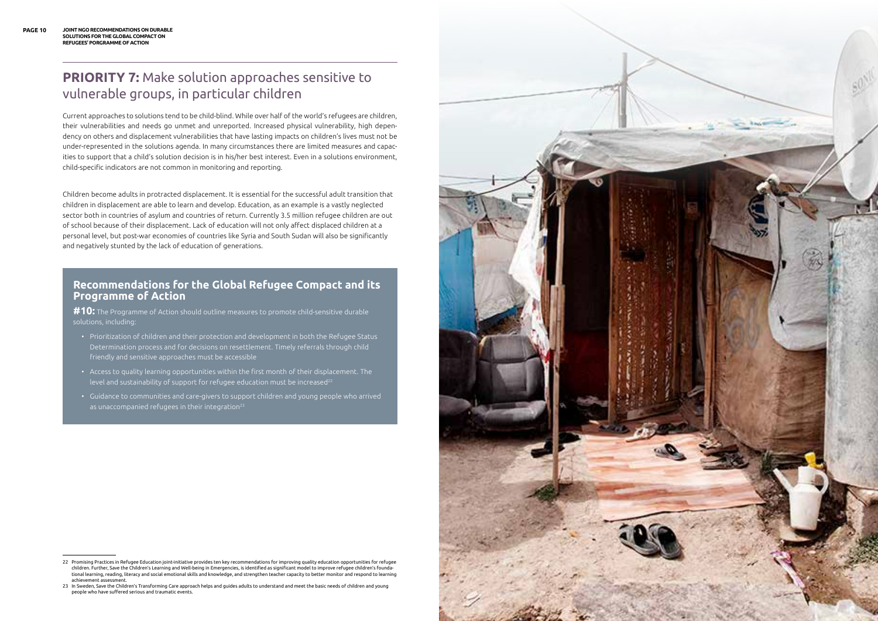## PRIORITY 7: Make solution approaches sensitive to vulnerable groups, in particular children

Current approaches to solutions tend to be child-blind. While over half of the world's refugees are children, their vulnerabilities and needs go unmet and unreported. Increased physical vulnerability, high dependency on others and displacement vulnerabilities that have lasting impacts on children's lives must not be under-represented in the solutions agenda. In many circumstances there are limited measures and capacities to support that a child's solution decision is in his/her best interest. Even in a solutions environment, child-specific indicators are not common in monitoring and reporting.

Children become adults in protracted displacement. It is essential for the successful adult transition that children in displacement are able to learn and develop. Education, as an example is a vastly neglected sector both in countries of asylum and countries of return. Currently 3.5 million refugee children are out of school because of their displacement. Lack of education will not only affect displaced children at a personal level, but post-war economies of countries like Syria and South Sudan will also be significantly and negatively stunted by the lack of education of generations.

### Recommendations for the Global Refugee Compact and its Programme of Action

**#10:** The Programme of Action should outline measures to promote child-sensitive durable solutions, including:

- Prioritization of children and their protection and development in both the Refugee Status Determination process and for decisions on resettlement. Timely referrals through child friendly and sensitive approaches must be accessible
- Access to quality learning opportunities within the first month of their displacement. The level and sustainability of support for refugee education must be increased[22]
- Guidance to communities and care-givers to support children and young people who arrived as unaccompanied refugees in their integration[23]

---

22 Promising Practices in Refugee Education joint-initiative provides ten key recommendations for improving quality education opportunities for refugee children. Further, Save the Children's Learning and Well-being in Emergencies, is identified as significant model to improve refugee children's foundational learning, reading, literacy and social emotional skills and knowledge, and strengthen teacher capacity to better monitor and respond to learning achievement assessment.

23 In Sweden, Save the Children's Transforming Care approach helps and guides adults to understand and meet the basic needs of children and young people who have suffered serious and traumatic events.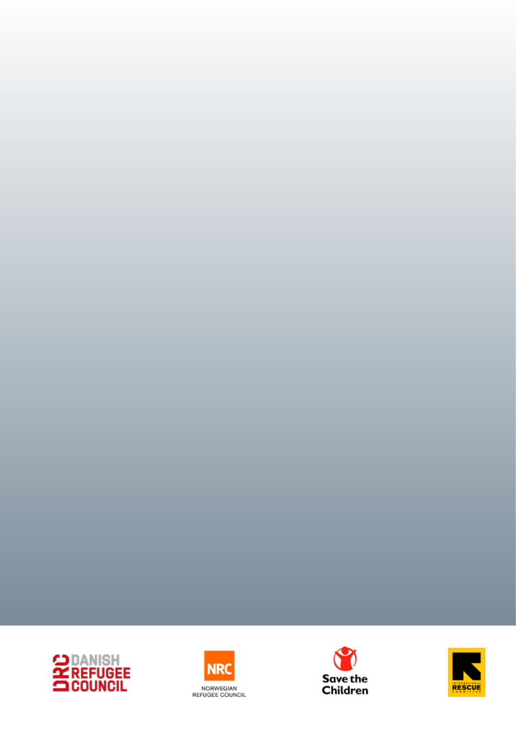DANISH REFUGEE COUNCIL

NRC

NORWEGIAN REFUGEE COUNCIL

Save the Children

INTERNATIONAL RESCUE COMMITTEE